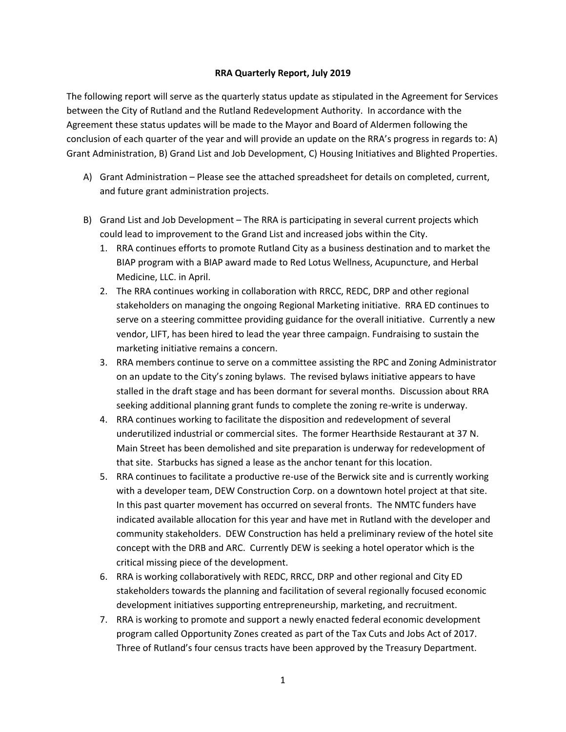**RRA Quarterly Report, July 2019**

The following report will serve as the quarterly status update as stipulated in the Agreement for Services between the City of Rutland and the Rutland Redevelopment Authority. In accordance with the Agreement these status updates will be made to the Mayor and Board of Aldermen following the conclusion of each quarter of the year and will provide an update on the RRA's progress in regards to: A) Grant Administration, B) Grand List and Job Development, C) Housing Initiatives and Blighted Properties.

A) Grant Administration – Please see the attached spreadsheet for details on completed, current, and future grant administration projects.

B) Grand List and Job Development – The RRA is participating in several current projects which could lead to improvement to the Grand List and increased jobs within the City.

1. RRA continues efforts to promote Rutland City as a business destination and to market the BIAP program with a BIAP award made to Red Lotus Wellness, Acupuncture, and Herbal Medicine, LLC. in April.
2. The RRA continues working in collaboration with RRCC, REDC, DRP and other regional stakeholders on managing the ongoing Regional Marketing initiative. RRA ED continues to serve on a steering committee providing guidance for the overall initiative. Currently a new vendor, LIFT, has been hired to lead the year three campaign. Fundraising to sustain the marketing initiative remains a concern.
3. RRA members continue to serve on a committee assisting the RPC and Zoning Administrator on an update to the City's zoning bylaws. The revised bylaws initiative appears to have stalled in the draft stage and has been dormant for several months. Discussion about RRA seeking additional planning grant funds to complete the zoning re-write is underway.
4. RRA continues working to facilitate the disposition and redevelopment of several underutilized industrial or commercial sites. The former Hearthside Restaurant at 37 N. Main Street has been demolished and site preparation is underway for redevelopment of that site. Starbucks has signed a lease as the anchor tenant for this location.
5. RRA continues to facilitate a productive re-use of the Berwick site and is currently working with a developer team, DEW Construction Corp. on a downtown hotel project at that site. In this past quarter movement has occurred on several fronts. The NMTC funders have indicated available allocation for this year and have met in Rutland with the developer and community stakeholders. DEW Construction has held a preliminary review of the hotel site concept with the DRB and ARC. Currently DEW is seeking a hotel operator which is the critical missing piece of the development.
6. RRA is working collaboratively with REDC, RRCC, DRP and other regional and City ED stakeholders towards the planning and facilitation of several regionally focused economic development initiatives supporting entrepreneurship, marketing, and recruitment.
7. RRA is working to promote and support a newly enacted federal economic development program called Opportunity Zones created as part of the Tax Cuts and Jobs Act of 2017. Three of Rutland's four census tracts have been approved by the Treasury Department.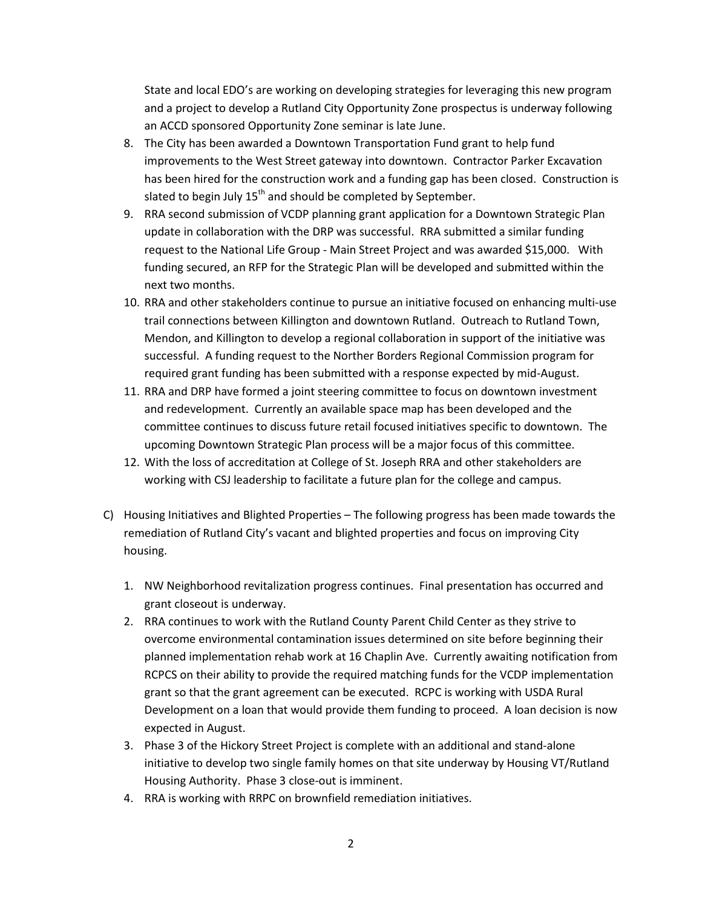State and local EDO's are working on developing strategies for leveraging this new program and a project to develop a Rutland City Opportunity Zone prospectus is underway following an ACCD sponsored Opportunity Zone seminar is late June.

8. The City has been awarded a Downtown Transportation Fund grant to help fund improvements to the West Street gateway into downtown. Contractor Parker Excavation has been hired for the construction work and a funding gap has been closed. Construction is slated to begin July 15th and should be completed by September.
9. RRA second submission of VCDP planning grant application for a Downtown Strategic Plan update in collaboration with the DRP was successful. RRA submitted a similar funding request to the National Life Group - Main Street Project and was awarded $15,000. With funding secured, an RFP for the Strategic Plan will be developed and submitted within the next two months.
10. RRA and other stakeholders continue to pursue an initiative focused on enhancing multi-use trail connections between Killington and downtown Rutland. Outreach to Rutland Town, Mendon, and Killington to develop a regional collaboration in support of the initiative was successful. A funding request to the Norther Borders Regional Commission program for required grant funding has been submitted with a response expected by mid-August.
11. RRA and DRP have formed a joint steering committee to focus on downtown investment and redevelopment. Currently an available space map has been developed and the committee continues to discuss future retail focused initiatives specific to downtown. The upcoming Downtown Strategic Plan process will be a major focus of this committee.
12. With the loss of accreditation at College of St. Joseph RRA and other stakeholders are working with CSJ leadership to facilitate a future plan for the college and campus.

C) Housing Initiatives and Blighted Properties – The following progress has been made towards the remediation of Rutland City's vacant and blighted properties and focus on improving City housing.

1. NW Neighborhood revitalization progress continues. Final presentation has occurred and grant closeout is underway.
2. RRA continues to work with the Rutland County Parent Child Center as they strive to overcome environmental contamination issues determined on site before beginning their planned implementation rehab work at 16 Chaplin Ave. Currently awaiting notification from RCPCS on their ability to provide the required matching funds for the VCDP implementation grant so that the grant agreement can be executed. RCPC is working with USDA Rural Development on a loan that would provide them funding to proceed. A loan decision is now expected in August.
3. Phase 3 of the Hickory Street Project is complete with an additional and stand-alone initiative to develop two single family homes on that site underway by Housing VT/Rutland Housing Authority. Phase 3 close-out is imminent.
4. RRA is working with RRPC on brownfield remediation initiatives.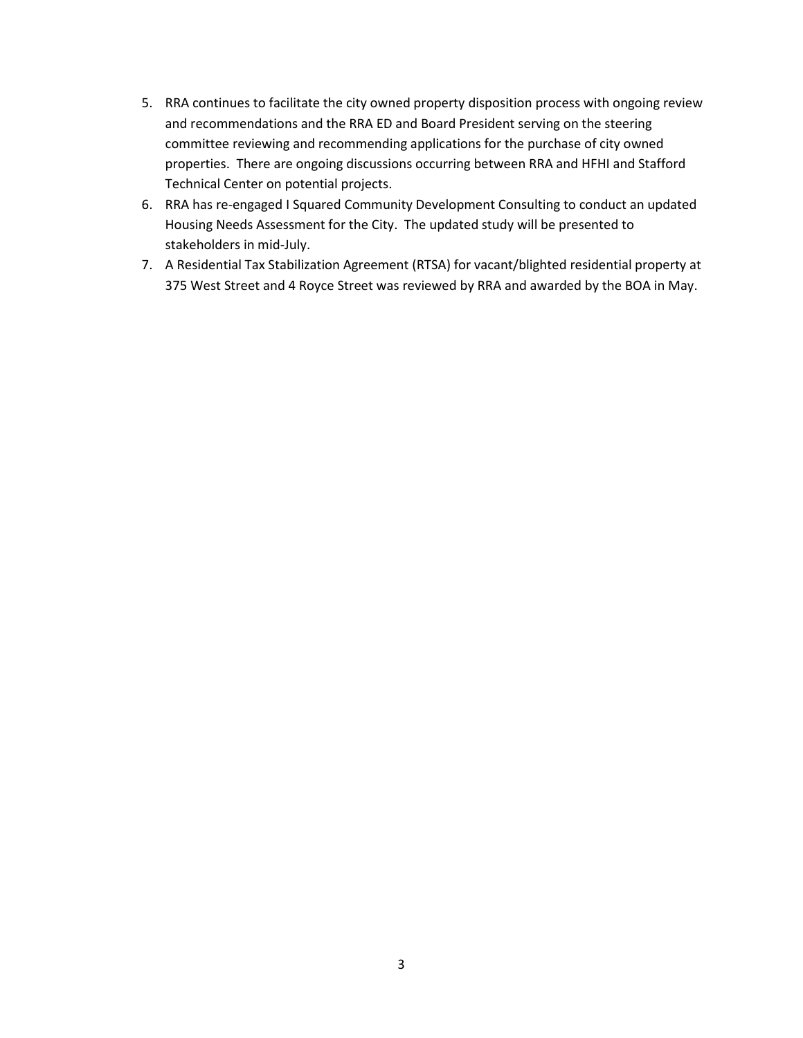5. RRA continues to facilitate the city owned property disposition process with ongoing review and recommendations and the RRA ED and Board President serving on the steering committee reviewing and recommending applications for the purchase of city owned properties. There are ongoing discussions occurring between RRA and HFHI and Stafford Technical Center on potential projects.
6. RRA has re-engaged I Squared Community Development Consulting to conduct an updated Housing Needs Assessment for the City. The updated study will be presented to stakeholders in mid-July.
7. A Residential Tax Stabilization Agreement (RTSA) for vacant/blighted residential property at 375 West Street and 4 Royce Street was reviewed by RRA and awarded by the BOA in May.